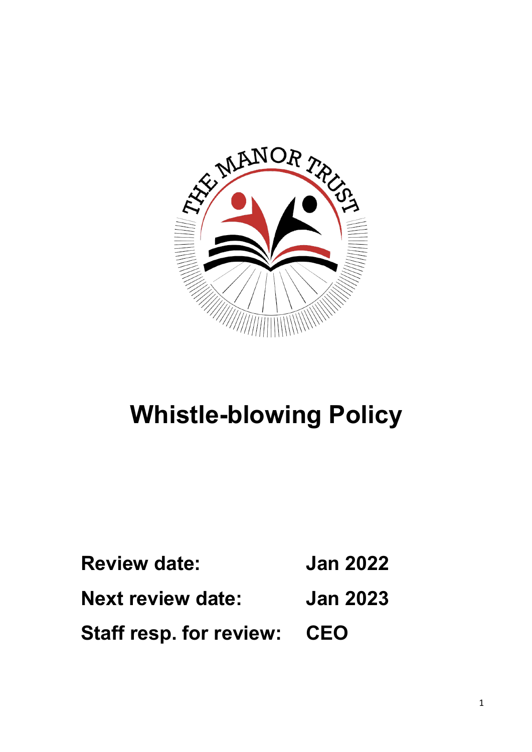# Whistle-blowing Policy

**Review date:** Jan 2022

**Next review date:** Jan 2023

**Staff resp. for review:** CEO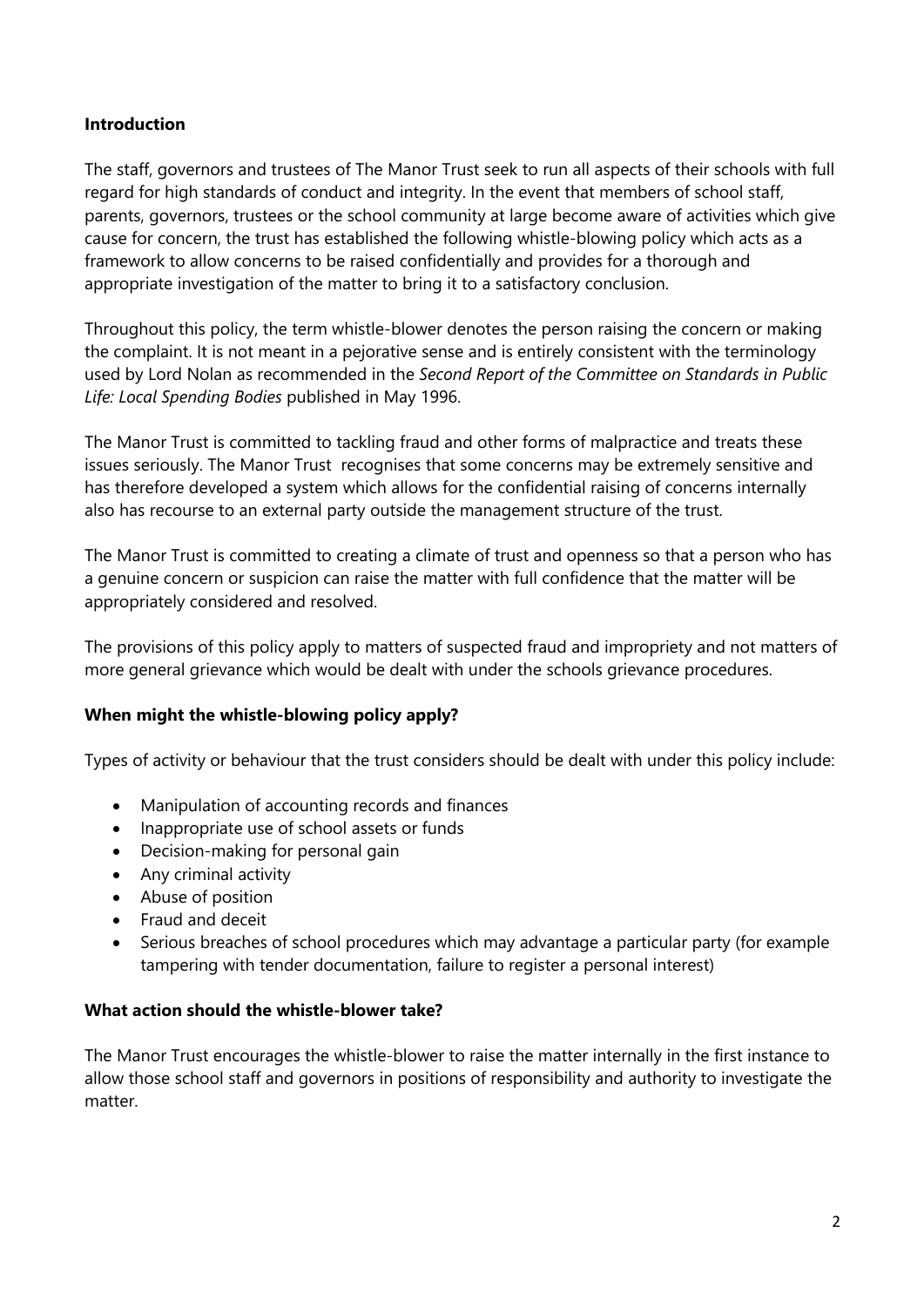**Introduction**

The staff, governors and trustees of The Manor Trust seek to run all aspects of their schools with full regard for high standards of conduct and integrity. In the event that members of school staff, parents, governors, trustees or the school community at large become aware of activities which give cause for concern, the trust has established the following whistle-blowing policy which acts as a framework to allow concerns to be raised confidentially and provides for a thorough and appropriate investigation of the matter to bring it to a satisfactory conclusion.

Throughout this policy, the term whistle-blower denotes the person raising the concern or making the complaint. It is not meant in a pejorative sense and is entirely consistent with the terminology used by Lord Nolan as recommended in the *Second Report of the Committee on Standards in Public Life: Local Spending Bodies* published in May 1996.

The Manor Trust is committed to tackling fraud and other forms of malpractice and treats these issues seriously. The Manor Trust recognises that some concerns may be extremely sensitive and has therefore developed a system which allows for the confidential raising of concerns internally also has recourse to an external party outside the management structure of the trust.

The Manor Trust is committed to creating a climate of trust and openness so that a person who has a genuine concern or suspicion can raise the matter with full confidence that the matter will be appropriately considered and resolved.

The provisions of this policy apply to matters of suspected fraud and impropriety and not matters of more general grievance which would be dealt with under the schools grievance procedures.

**When might the whistle-blowing policy apply?**

Types of activity or behaviour that the trust considers should be dealt with under this policy include:

- Manipulation of accounting records and finances
- Inappropriate use of school assets or funds
- Decision-making for personal gain
- Any criminal activity
- Abuse of position
- Fraud and deceit
- Serious breaches of school procedures which may advantage a particular party (for example tampering with tender documentation, failure to register a personal interest)

**What action should the whistle-blower take?**

The Manor Trust encourages the whistle-blower to raise the matter internally in the first instance to allow those school staff and governors in positions of responsibility and authority to investigate the matter.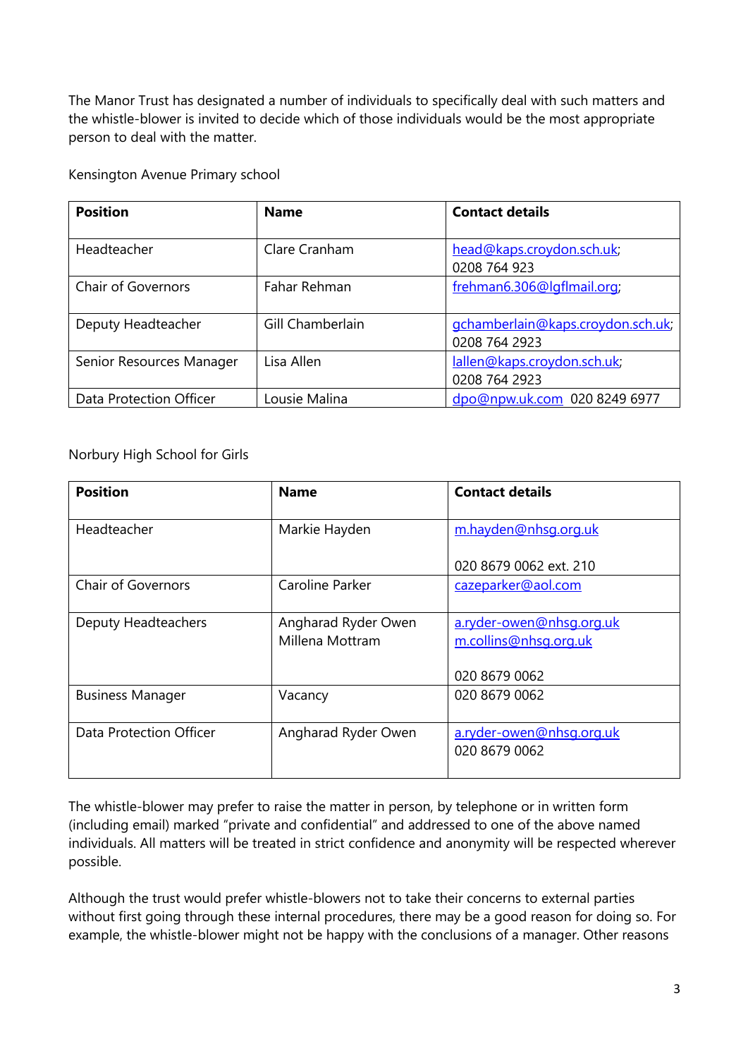The Manor Trust has designated a number of individuals to specifically deal with such matters and the whistle-blower is invited to decide which of those individuals would be the most appropriate person to deal with the matter.

Kensington Avenue Primary school

| Position | Name | Contact details |
|---|---|---|
| Headteacher | Clare Cranham | head@kaps.croydon.sch.uk; 0208 764 923 |
| Chair of Governors | Fahar Rehman | frehman6.306@lgflmail.org; |
| Deputy Headteacher | Gill Chamberlain | gchamberlain@kaps.croydon.sch.uk; 0208 764 2923 |
| Senior Resources Manager | Lisa Allen | lallen@kaps.croydon.sch.uk; 0208 764 2923 |
| Data Protection Officer | Lousie Malina | dpo@npw.uk.com 020 8249 6977 |

Norbury High School for Girls

| Position | Name | Contact details |
|---|---|---|
| Headteacher | Markie Hayden | m.hayden@nhsg.org.uk<br><br>020 8679 0062 ext. 210 |
| Chair of Governors | Caroline Parker | cazeparker@aol.com |
| Deputy Headteachers | Angharad Ryder Owen<br>Millena Mottram | a.ryder-owen@nhsg.org.uk<br>m.collins@nhsg.org.uk<br><br>020 8679 0062 |
| Business Manager | Vacancy | 020 8679 0062 |
| Data Protection Officer | Angharad Ryder Owen | a.ryder-owen@nhsg.org.uk<br>020 8679 0062 |

The whistle-blower may prefer to raise the matter in person, by telephone or in written form (including email) marked "private and confidential" and addressed to one of the above named individuals. All matters will be treated in strict confidence and anonymity will be respected wherever possible.

Although the trust would prefer whistle-blowers not to take their concerns to external parties without first going through these internal procedures, there may be a good reason for doing so. For example, the whistle-blower might not be happy with the conclusions of a manager. Other reasons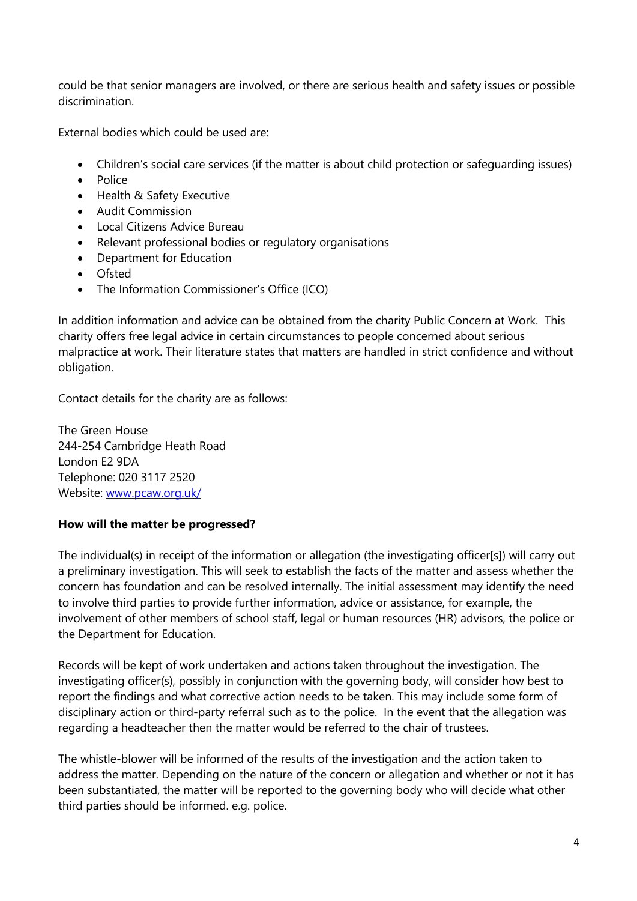could be that senior managers are involved, or there are serious health and safety issues or possible discrimination.

External bodies which could be used are:

- Children's social care services (if the matter is about child protection or safeguarding issues)
- Police
- Health & Safety Executive
- Audit Commission
- Local Citizens Advice Bureau
- Relevant professional bodies or regulatory organisations
- Department for Education
- Ofsted
- The Information Commissioner's Office (ICO)

In addition information and advice can be obtained from the charity Public Concern at Work. This charity offers free legal advice in certain circumstances to people concerned about serious malpractice at work. Their literature states that matters are handled in strict confidence and without obligation.

Contact details for the charity are as follows:

The Green House
244-254 Cambridge Heath Road
London E2 9DA
Telephone: 020 3117 2520
Website: [www.pcaw.org.uk/](http://www.pcaw.org.uk/)

**How will the matter be progressed?**

The individual(s) in receipt of the information or allegation (the investigating officer[s]) will carry out a preliminary investigation. This will seek to establish the facts of the matter and assess whether the concern has foundation and can be resolved internally. The initial assessment may identify the need to involve third parties to provide further information, advice or assistance, for example, the involvement of other members of school staff, legal or human resources (HR) advisors, the police or the Department for Education.

Records will be kept of work undertaken and actions taken throughout the investigation. The investigating officer(s), possibly in conjunction with the governing body, will consider how best to report the findings and what corrective action needs to be taken. This may include some form of disciplinary action or third-party referral such as to the police. In the event that the allegation was regarding a headteacher then the matter would be referred to the chair of trustees.

The whistle-blower will be informed of the results of the investigation and the action taken to address the matter. Depending on the nature of the concern or allegation and whether or not it has been substantiated, the matter will be reported to the governing body who will decide what other third parties should be informed. e.g. police.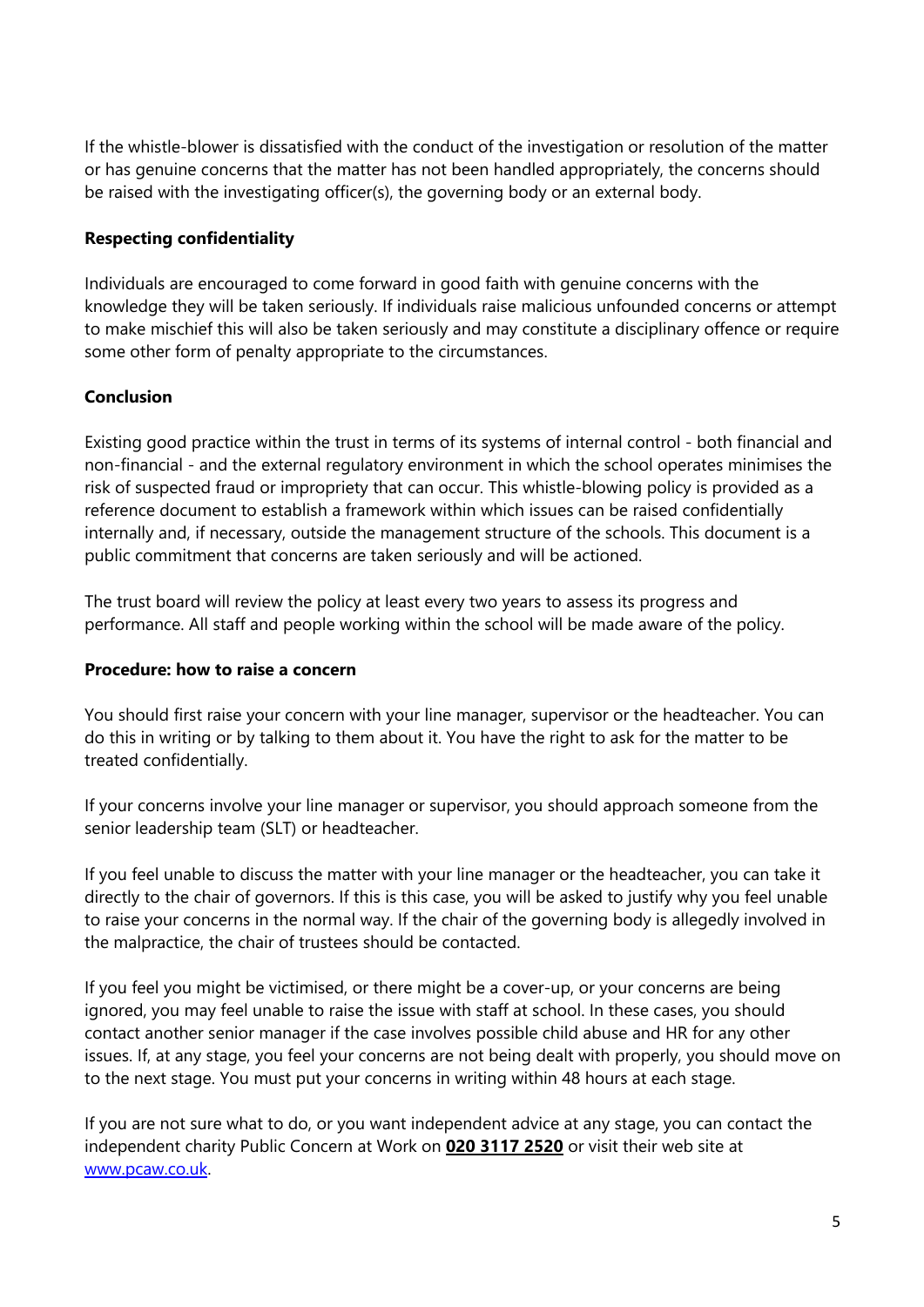If the whistle-blower is dissatisfied with the conduct of the investigation or resolution of the matter or has genuine concerns that the matter has not been handled appropriately, the concerns should be raised with the investigating officer(s), the governing body or an external body.

**Respecting confidentiality**

Individuals are encouraged to come forward in good faith with genuine concerns with the knowledge they will be taken seriously. If individuals raise malicious unfounded concerns or attempt to make mischief this will also be taken seriously and may constitute a disciplinary offence or require some other form of penalty appropriate to the circumstances.

**Conclusion**

Existing good practice within the trust in terms of its systems of internal control - both financial and non-financial - and the external regulatory environment in which the school operates minimises the risk of suspected fraud or impropriety that can occur. This whistle-blowing policy is provided as a reference document to establish a framework within which issues can be raised confidentially internally and, if necessary, outside the management structure of the schools. This document is a public commitment that concerns are taken seriously and will be actioned.

The trust board will review the policy at least every two years to assess its progress and performance. All staff and people working within the school will be made aware of the policy.

**Procedure: how to raise a concern**

You should first raise your concern with your line manager, supervisor or the headteacher. You can do this in writing or by talking to them about it. You have the right to ask for the matter to be treated confidentially.

If your concerns involve your line manager or supervisor, you should approach someone from the senior leadership team (SLT) or headteacher.

If you feel unable to discuss the matter with your line manager or the headteacher, you can take it directly to the chair of governors. If this is this case, you will be asked to justify why you feel unable to raise your concerns in the normal way. If the chair of the governing body is allegedly involved in the malpractice, the chair of trustees should be contacted.

If you feel you might be victimised, or there might be a cover-up, or your concerns are being ignored, you may feel unable to raise the issue with staff at school. In these cases, you should contact another senior manager if the case involves possible child abuse and HR for any other issues. If, at any stage, you feel your concerns are not being dealt with properly, you should move on to the next stage. You must put your concerns in writing within 48 hours at each stage.

If you are not sure what to do, or you want independent advice at any stage, you can contact the independent charity Public Concern at Work on **020 3117 2520** or visit their web site at www.pcaw.co.uk.